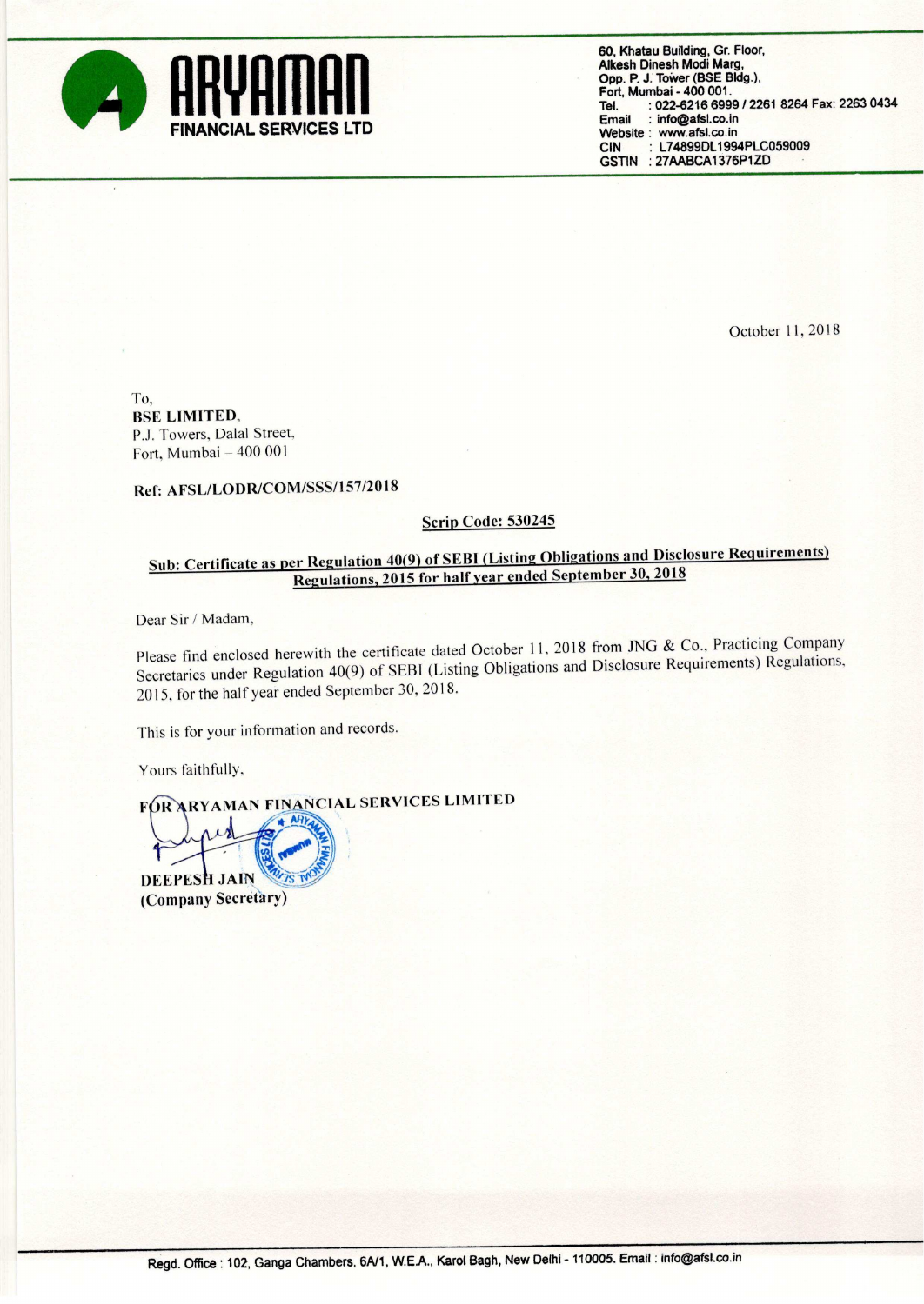# ARYAMAN FINANCIAL SERVICES LTD

60, Khatau Building, Gr. Floor,
Alkesh Dinesh Modi Marg,
Opp. P. J. Tower (BSE Bldg.),
Fort, Mumbai - 400 001.
Tel. : 022-6216 6999 / 2261 8264 Fax: 2263 0434
Email : info@afsl.co.in
Website : www.afsl.co.in
CIN : L74899DL1994PLC059009
GSTIN : 27AABCA1376P1ZD

October 11, 2018

To,
**BSE LIMITED**,
P.J. Towers, Dalal Street,
Fort, Mumbai – 400 001

**Ref: AFSL/LODR/COM/SSS/157/2018**

**Scrip Code: 530245**

**Sub: Certificate as per Regulation 40(9) of SEBI (Listing Obligations and Disclosure Requirements) Regulations, 2015 for half year ended September 30, 2018**

Dear Sir / Madam,

Please find enclosed herewith the certificate dated October 11, 2018 from JNG & Co., Practicing Company Secretaries under Regulation 40(9) of SEBI (Listing Obligations and Disclosure Requirements) Regulations, 2015, for the half year ended September 30, 2018.

This is for your information and records.

Yours faithfully,

**FOR ARYAMAN FINANCIAL SERVICES LIMITED**

**DEEPESH JAIN**
**(Company Secretary)**

Regd. Office : 102, Ganga Chambers, 6A/1, W.E.A., Karol Bagh, New Delhi - 110005. Email : info@afsl.co.in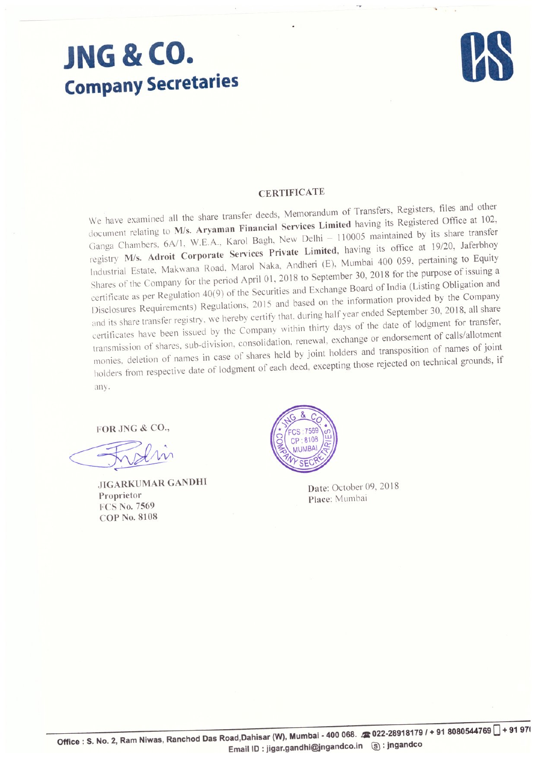# JNG & CO.
## Company Secretaries

### CERTIFICATE

We have examined all the share transfer deeds, Memorandum of Transfers, Registers, files and other document relating to **M/s. Aryaman Financial Services Limited** having its Registered Office at 102, Ganga Chambers, 6A/1, W.E.A., Karol Bagh, New Delhi – 110005 maintained by its share transfer registry **M/s. Adroit Corporate Services Private Limited**, having its office at 19/20, Jaferbhoy Industrial Estate, Makwana Road, Marol Naka, Andheri (E), Mumbai 400 059, pertaining to Equity Shares of the Company for the period April 01, 2018 to September 30, 2018 for the purpose of issuing a certificate as per Regulation 40(9) of the Securities and Exchange Board of India (Listing Obligation and Disclosures Requirements) Regulations, 2015 and based on the information provided by the Company and its share transfer registry, we hereby certify that, during half year ended September 30, 2018, all share certificates have been issued by the Company within thirty days of the date of lodgment for transfer, transmission of shares, sub-division, consolidation, renewal, exchange or endorsement of calls/allotment monies, deletion of names in case of shares held by joint holders and transposition of names of joint holders from respective date of lodgment of each deed, excepting those rejected on technical grounds, if any.

FOR JNG & CO.,

JIGARKUMAR GANDHI
Proprietor
FCS No. 7569
COP No. 8108

Date: October 09, 2018
Place: Mumbai

Office : S. No. 2, Ram Niwas, Ranchod Das Road,Dahisar (W), Mumbai - 400 068. 022-28918179 / + 91 8080544769
Email ID : jigar.gandhi@jngandco.in : jngandco